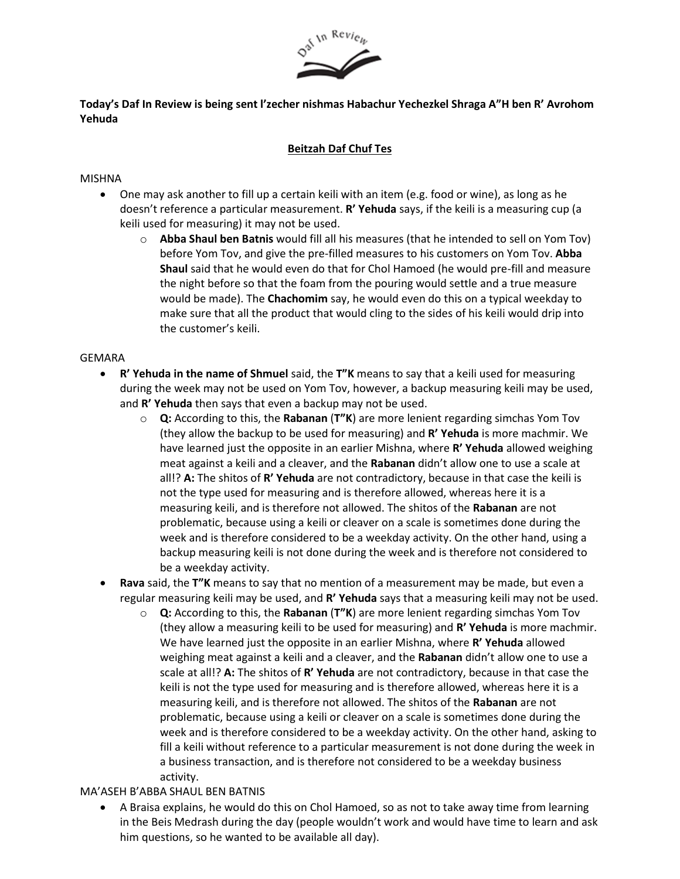**Today's Daf In Review is being sent l'zecher nishmas Habachur Yechezkel Shraga A"H ben R' Avrohom Yehuda**

**Beitzah Daf Chuf Tes**

MISHNA

- One may ask another to fill up a certain keili with an item (e.g. food or wine), as long as he doesn't reference a particular measurement. **R' Yehuda** says, if the keili is a measuring cup (a keili used for measuring) it may not be used.
  - **Abba Shaul ben Batnis** would fill all his measures (that he intended to sell on Yom Tov) before Yom Tov, and give the pre-filled measures to his customers on Yom Tov. **Abba Shaul** said that he would even do that for Chol Hamoed (he would pre-fill and measure the night before so that the foam from the pouring would settle and a true measure would be made). The **Chachomim** say, he would even do this on a typical weekday to make sure that all the product that would cling to the sides of his keili would drip into the customer's keili.

GEMARA

- **R' Yehuda in the name of Shmuel** said, the **T"K** means to say that a keili used for measuring during the week may not be used on Yom Tov, however, a backup measuring keili may be used, and **R' Yehuda** then says that even a backup may not be used.
  - **Q:** According to this, the **Rabanan** (**T"K**) are more lenient regarding simchas Yom Tov (they allow the backup to be used for measuring) and **R' Yehuda** is more machmir. We have learned just the opposite in an earlier Mishna, where **R' Yehuda** allowed weighing meat against a keili and a cleaver, and the **Rabanan** didn't allow one to use a scale at all!? **A:** The shitos of **R' Yehuda** are not contradictory, because in that case the keili is not the type used for measuring and is therefore allowed, whereas here it is a measuring keili, and is therefore not allowed. The shitos of the **Rabanan** are not problematic, because using a keili or cleaver on a scale is sometimes done during the week and is therefore considered to be a weekday activity. On the other hand, using a backup measuring keili is not done during the week and is therefore not considered to be a weekday activity.
- **Rava** said, the **T"K** means to say that no mention of a measurement may be made, but even a regular measuring keili may be used, and **R' Yehuda** says that a measuring keili may not be used.
  - **Q:** According to this, the **Rabanan** (**T"K**) are more lenient regarding simchas Yom Tov (they allow a measuring keili to be used for measuring) and **R' Yehuda** is more machmir. We have learned just the opposite in an earlier Mishna, where **R' Yehuda** allowed weighing meat against a keili and a cleaver, and the **Rabanan** didn't allow one to use a scale at all!? **A:** The shitos of **R' Yehuda** are not contradictory, because in that case the keili is not the type used for measuring and is therefore allowed, whereas here it is a measuring keili, and is therefore not allowed. The shitos of the **Rabanan** are not problematic, because using a keili or cleaver on a scale is sometimes done during the week and is therefore considered to be a weekday activity. On the other hand, asking to fill a keili without reference to a particular measurement is not done during the week in a business transaction, and is therefore not considered to be a weekday business activity.

MA'ASEH B'ABBA SHAUL BEN BATNIS

- A Braisa explains, he would do this on Chol Hamoed, so as not to take away time from learning in the Beis Medrash during the day (people wouldn't work and would have time to learn and ask him questions, so he wanted to be available all day).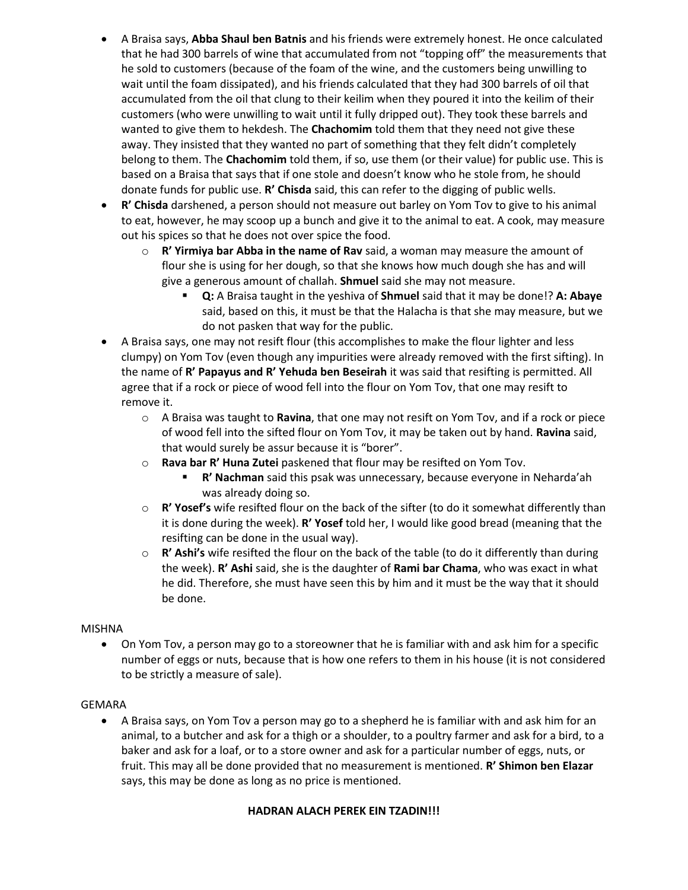- A Braisa says, **Abba Shaul ben Batnis** and his friends were extremely honest. He once calculated that he had 300 barrels of wine that accumulated from not "topping off" the measurements that he sold to customers (because of the foam of the wine, and the customers being unwilling to wait until the foam dissipated), and his friends calculated that they had 300 barrels of oil that accumulated from the oil that clung to their keilim when they poured it into the keilim of their customers (who were unwilling to wait until it fully dripped out). They took these barrels and wanted to give them to hekdesh. The **Chachomim** told them that they need not give these away. They insisted that they wanted no part of something that they felt didn't completely belong to them. The **Chachomim** told them, if so, use them (or their value) for public use. This is based on a Braisa that says that if one stole and doesn't know who he stole from, he should donate funds for public use. **R' Chisda** said, this can refer to the digging of public wells.
- **R' Chisda** darshened, a person should not measure out barley on Yom Tov to give to his animal to eat, however, he may scoop up a bunch and give it to the animal to eat. A cook, may measure out his spices so that he does not over spice the food.
  - **R' Yirmiya bar Abba in the name of Rav** said, a woman may measure the amount of flour she is using for her dough, so that she knows how much dough she has and will give a generous amount of challah. **Shmuel** said she may not measure.
    - **Q:** A Braisa taught in the yeshiva of **Shmuel** said that it may be done!? **A: Abaye** said, based on this, it must be that the Halacha is that she may measure, but we do not pasken that way for the public.
- A Braisa says, one may not resift flour (this accomplishes to make the flour lighter and less clumpy) on Yom Tov (even though any impurities were already removed with the first sifting). In the name of **R' Papayus and R' Yehuda ben Beseirah** it was said that resifting is permitted. All agree that if a rock or piece of wood fell into the flour on Yom Tov, that one may resift to remove it.
  - A Braisa was taught to **Ravina**, that one may not resift on Yom Tov, and if a rock or piece of wood fell into the sifted flour on Yom Tov, it may be taken out by hand. **Ravina** said, that would surely be assur because it is "borer".
  - **Rava bar R' Huna Zutei** paskened that flour may be resifted on Yom Tov.
    - **R' Nachman** said this psak was unnecessary, because everyone in Neharda'ah was already doing so.
  - **R' Yosef's** wife resifted flour on the back of the sifter (to do it somewhat differently than it is done during the week). **R' Yosef** told her, I would like good bread (meaning that the resifting can be done in the usual way).
  - **R' Ashi's** wife resifted the flour on the back of the table (to do it differently than during the week). **R' Ashi** said, she is the daughter of **Rami bar Chama**, who was exact in what he did. Therefore, she must have seen this by him and it must be the way that it should be done.

MISHNA

- On Yom Tov, a person may go to a storeowner that he is familiar with and ask him for a specific number of eggs or nuts, because that is how one refers to them in his house (it is not considered to be strictly a measure of sale).

GEMARA

- A Braisa says, on Yom Tov a person may go to a shepherd he is familiar with and ask him for an animal, to a butcher and ask for a thigh or a shoulder, to a poultry farmer and ask for a bird, to a baker and ask for a loaf, or to a store owner and ask for a particular number of eggs, nuts, or fruit. This may all be done provided that no measurement is mentioned. **R' Shimon ben Elazar** says, this may be done as long as no price is mentioned.

**HADRAN ALACH PEREK EIN TZADIN!!!**